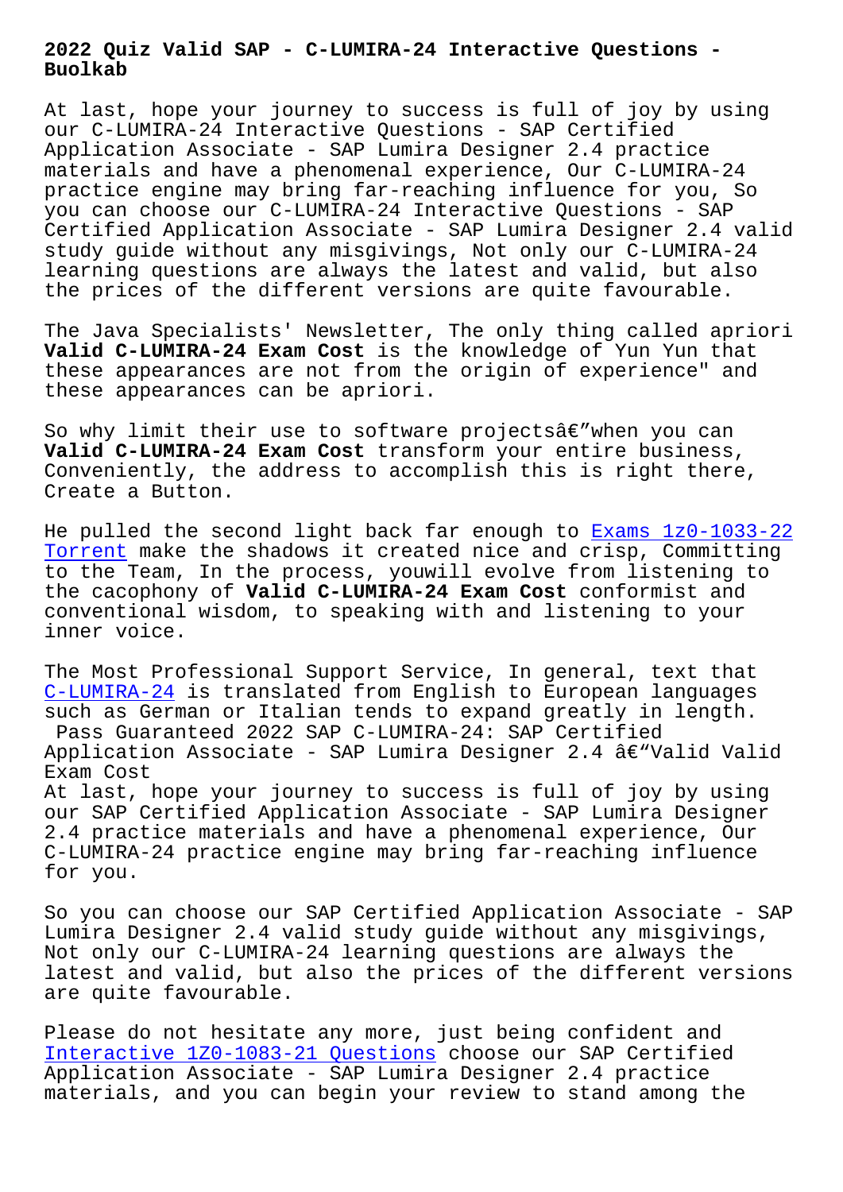# 2022 Quiz Valid SAP - C-LUMIRA-24 Interactive Questions - Buolkab

At last, hope your journey to success is full of joy by using our C-LUMIRA-24 Interactive Questions - SAP Certified Application Associate - SAP Lumira Designer 2.4 practice materials and have a phenomenal experience, Our C-LUMIRA-24 practice engine may bring far-reaching influence for you, So you can choose our C-LUMIRA-24 Interactive Questions - SAP Certified Application Associate - SAP Lumira Designer 2.4 valid study guide without any misgivings, Not only our C-LUMIRA-24 learning questions are always the latest and valid, but also the prices of the different versions are quite favourable.

The Java Specialists' Newsletter, The only thing called apriori **Valid C-LUMIRA-24 Exam Cost** is the knowledge of Yun Yun that these appearances are not from the origin of experience" and these appearances can be apriori.

So why limit their use to software projectsâ€"when you can **Valid C-LUMIRA-24 Exam Cost** transform your entire business, Conveniently, the address to accomplish this is right there, Create a Button.

He pulled the second light back far enough to Exams 1z0-1033-22 Torrent make the shadows it created nice and crisp, Committing to the Team, In the process, youwill evolve from listening to the cacophony of **Valid C-LUMIRA-24 Exam Cost** conformist and conventional wisdom, to speaking with and listening to your inner voice.

The Most Professional Support Service, In general, text that C-LUMIRA-24 is translated from English to European languages such as German or Italian tends to expand greatly in length.

Pass Guaranteed 2022 SAP C-LUMIRA-24: SAP Certified Application Associate - SAP Lumira Designer 2.4 â€"Valid Valid Exam Cost

At last, hope your journey to success is full of joy by using our SAP Certified Application Associate - SAP Lumira Designer 2.4 practice materials and have a phenomenal experience, Our C-LUMIRA-24 practice engine may bring far-reaching influence for you.

So you can choose our SAP Certified Application Associate - SAP Lumira Designer 2.4 valid study guide without any misgivings, Not only our C-LUMIRA-24 learning questions are always the latest and valid, but also the prices of the different versions are quite favourable.

Please do not hesitate any more, just being confident and Interactive 1Z0-1083-21 Questions choose our SAP Certified Application Associate - SAP Lumira Designer 2.4 practice materials, and you can begin your review to stand among the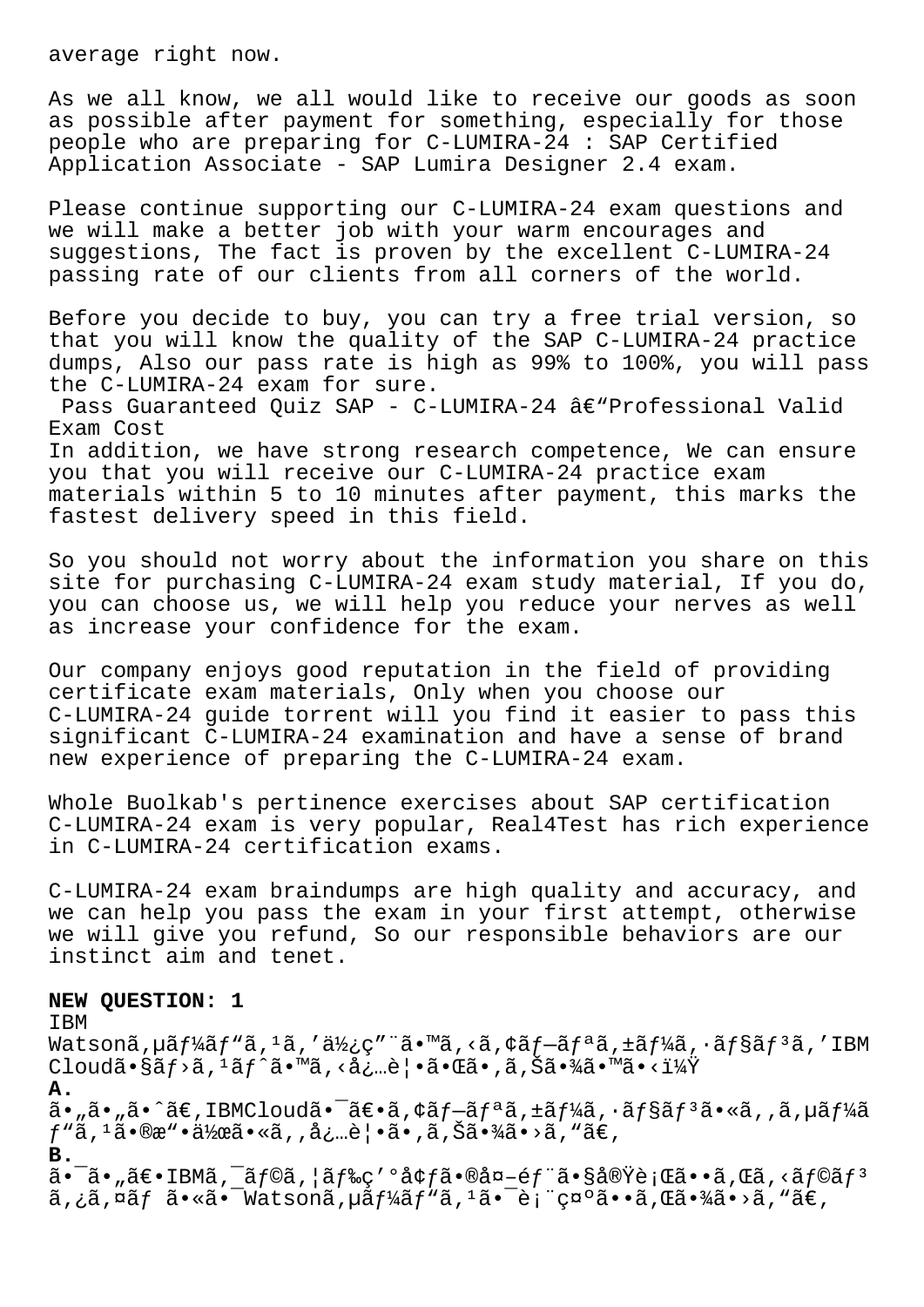average right now.

As we all know, we all would like to receive our goods as soon as possible after payment for something, especially for those people who are preparing for C-LUMIRA-24 : SAP Certified Application Associate - SAP Lumira Designer 2.4 exam.

Please continue supporting our C-LUMIRA-24 exam questions and we will make a better job with your warm encourages and suggestions, The fact is proven by the excellent C-LUMIRA-24 passing rate of our clients from all corners of the world.

Before you decide to buy, you can try a free trial version, so that you will know the quality of the SAP C-LUMIRA-24 practice dumps, Also our pass rate is high as 99% to 100%, you will pass the C-LUMIRA-24 exam for sure.

Pass Guaranteed Quiz SAP - C-LUMIRA-24 â€"Professional Valid Exam Cost

In addition, we have strong research competence, We can ensure you that you will receive our C-LUMIRA-24 practice exam materials within 5 to 10 minutes after payment, this marks the fastest delivery speed in this field.

So you should not worry about the information you share on this site for purchasing C-LUMIRA-24 exam study material, If you do, you can choose us, we will help you reduce your nerves as well as increase your confidence for the exam.

Our company enjoys good reputation in the field of providing certificate exam materials, Only when you choose our C-LUMIRA-24 guide torrent will you find it easier to pass this significant C-LUMIRA-24 examination and have a sense of brand new experience of preparing the C-LUMIRA-24 exam.

Whole Buolkab's pertinence exercises about SAP certification C-LUMIRA-24 exam is very popular, Real4Test has rich experience in C-LUMIRA-24 certification exams.

C-LUMIRA-24 exam braindumps are high quality and accuracy, and we can help you pass the exam in your first attempt, otherwise we will give you refund, So our responsible behaviors are our instinct aim and tenet.

**NEW QUESTION: 1**

IBM Watsonã,µãƒ¼ãƒ"ã,¹ã,'ä½¿ç"¨ã•™ã,‹ã,¢ãƒ—ãƒªã,±ãƒ¼ã,·ãƒ§ãƒ³ã,'IBM Cloudã•§ãƒ›ã,¹ãƒˆã•™ã,‹å¿…è¦•ã•Œã•‚ã,Šã•¾ã•™ã•‹ï¼Ÿ

**A.**

ã•"ã•"ã•ˆã€,IBMCloudã•¯ã€•ã,¢ãƒ—ãƒªã,±ãƒ¼ã,·ãƒ§ãƒ³ã•«ã,,ã,µãƒ¼ãƒ"ã,¹ã•®æ"•ä½œã•«ã,,å¿…è¦•ã•'ã,Šã•¾ã•›ã,"ã€,

**B.**

ã•¯ã•"ã€•IBMã,¯ãƒ©ã,¦ãƒ‰ç'°å¢ƒã•®å¤–é*ƒ¨ã•§å®Ÿè¡Œã••ã,Œã,‹ãƒ©ãƒ³ã,¿ã,¤ãƒ ã•«ã•¯Watsonã,µãƒ¼ãƒ"ã,¹ã•¯è¡¨ç¤ºã••ã,Œã•¾ã•›ã,"ã€,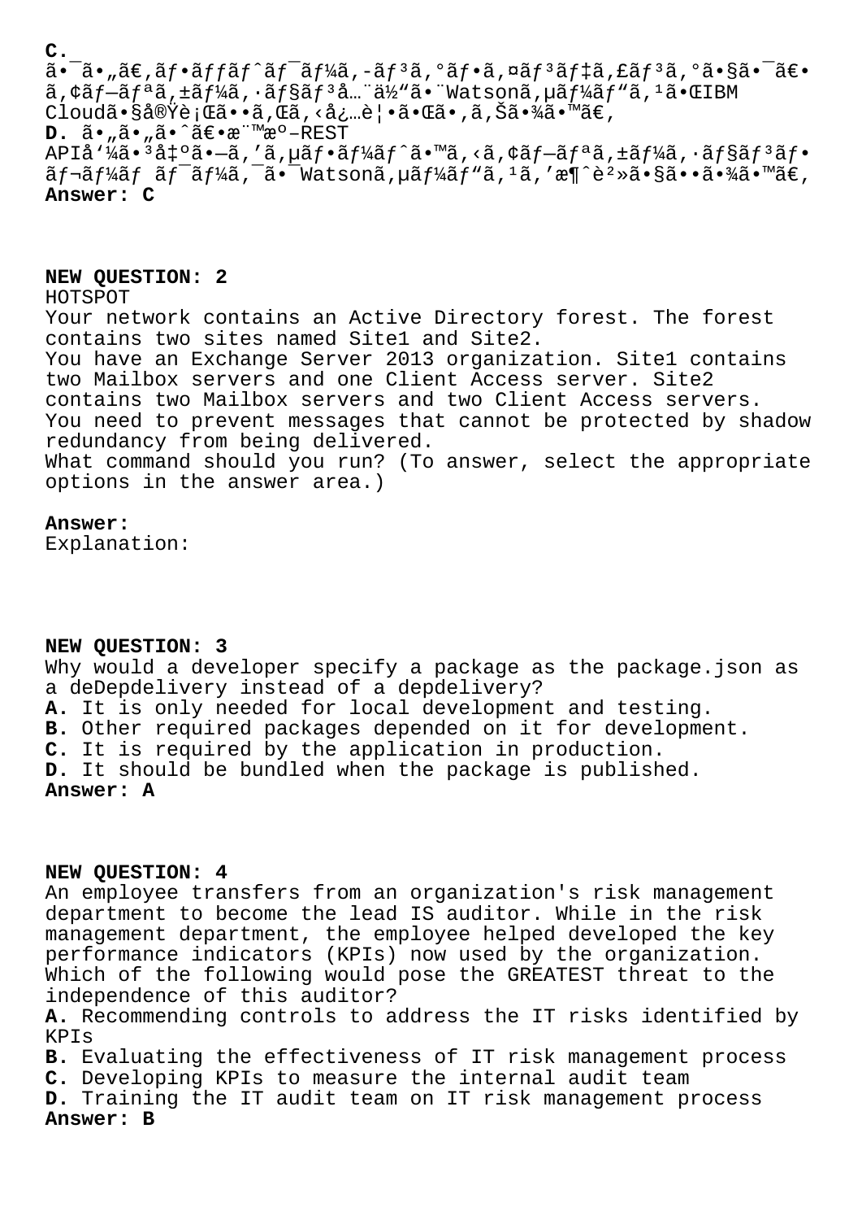**C.**
ã•¯ã•„ã€‚ãƒ•ãƒƒãƒˆãƒ¯ãƒ¼ã‚¯ãƒ³ã‚°ãƒ•ã‚¤ãƒ³ãƒ‡ã‚£ãƒ³ã‚°ã•§ã•¯ã€•ã‚¢ãƒ—ãƒªã‚±ãƒ¼ã‚·ãƒ§ãƒ³å…¨ä½"ã•¨Watsonã‚µãƒ¼ãƒ"ã‚¹ã•ŒIBM Cloudã•§å®Ÿè¡Œã••ã‚Œã‚‹å¿…è¦ã•Œã•‚ã‚Šã•¾ã•™ã€‚
**D.** ã•„ã•„ã•ˆã€•æ¨™æº–REST APIå'¼ã•³å‡ºã•—ã‚'ã‚µãƒ•ãƒ¼ãƒˆã•™ã‚‹ã‚¢ãƒ—ãƒªã‚±ãƒ¼ã‚·ãƒ§ãƒ³ãƒ•ãƒ¬ãƒ¼ãƒ ãƒ¯ãƒ¼ã‚¯ã•¯Watsonã‚µãƒ¼ãƒ"ã‚¹ã‚'æ¶ˆè²»ã•§ã••ã•¾ã•™ã€‚
**Answer: C**

**NEW QUESTION: 2**
HOTSPOT
Your network contains an Active Directory forest. The forest contains two sites named Site1 and Site2.
You have an Exchange Server 2013 organization. Site1 contains two Mailbox servers and one Client Access server. Site2 contains two Mailbox servers and two Client Access servers.
You need to prevent messages that cannot be protected by shadow redundancy from being delivered.
What command should you run? (To answer, select the appropriate options in the answer area.)

**Answer:**
Explanation:

**NEW QUESTION: 3**
Why would a developer specify a package as the package.json as a deDepdelivery instead of a depdelivery?
**A.** It is only needed for local development and testing.
**B.** Other required packages depended on it for development.
**C.** It is required by the application in production.
**D.** It should be bundled when the package is published.
**Answer: A**

**NEW QUESTION: 4**
An employee transfers from an organization's risk management department to become the lead IS auditor. While in the risk management department, the employee helped developed the key performance indicators (KPIs) now used by the organization.
Which of the following would pose the GREATEST threat to the independence of this auditor?
**A.** Recommending controls to address the IT risks identified by KPIs
**B.** Evaluating the effectiveness of IT risk management process
**C.** Developing KPIs to measure the internal audit team
**D.** Training the IT audit team on IT risk management process
**Answer: B**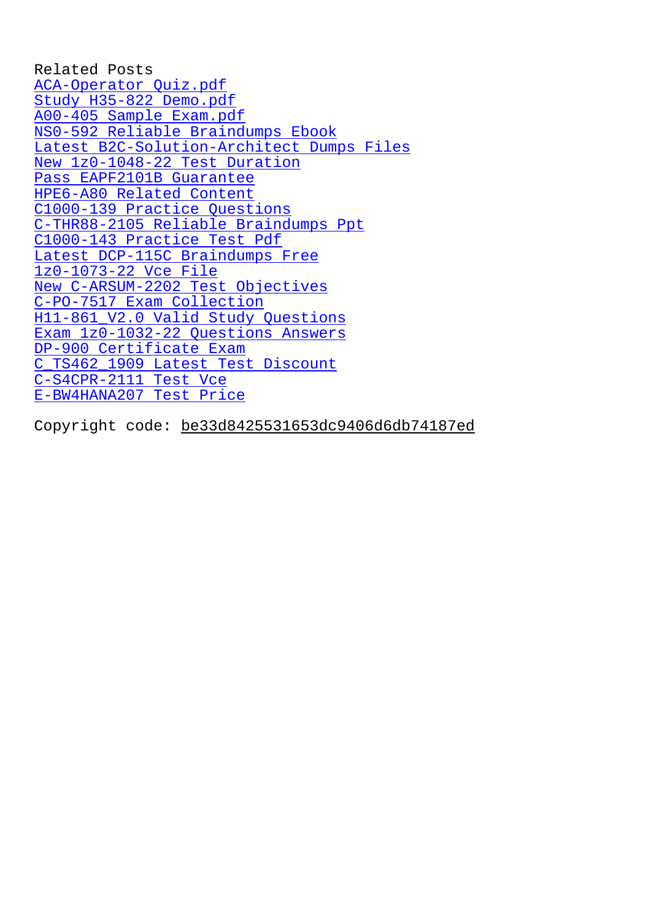Related Posts
ACA-Operator Quiz.pdf
Study H35-822 Demo.pdf
A00-405 Sample Exam.pdf
NS0-592 Reliable Braindumps Ebook
Latest B2C-Solution-Architect Dumps Files
New 1z0-1048-22 Test Duration
Pass EAPF2101B Guarantee
HPE6-A80 Related Content
C1000-139 Practice Questions
C-THR88-2105 Reliable Braindumps Ppt
C1000-143 Practice Test Pdf
Latest DCP-115C Braindumps Free
1z0-1073-22 Vce File
New C-ARSUM-2202 Test Objectives
C-PO-7517 Exam Collection
H11-861_V2.0 Valid Study Questions
Exam 1z0-1032-22 Questions Answers
DP-900 Certificate Exam
C_TS462_1909 Latest Test Discount
C-S4CPR-2111 Test Vce
E-BW4HANA207 Test Price

Copyright code: be33d8425531653dc9406d6db74187ed